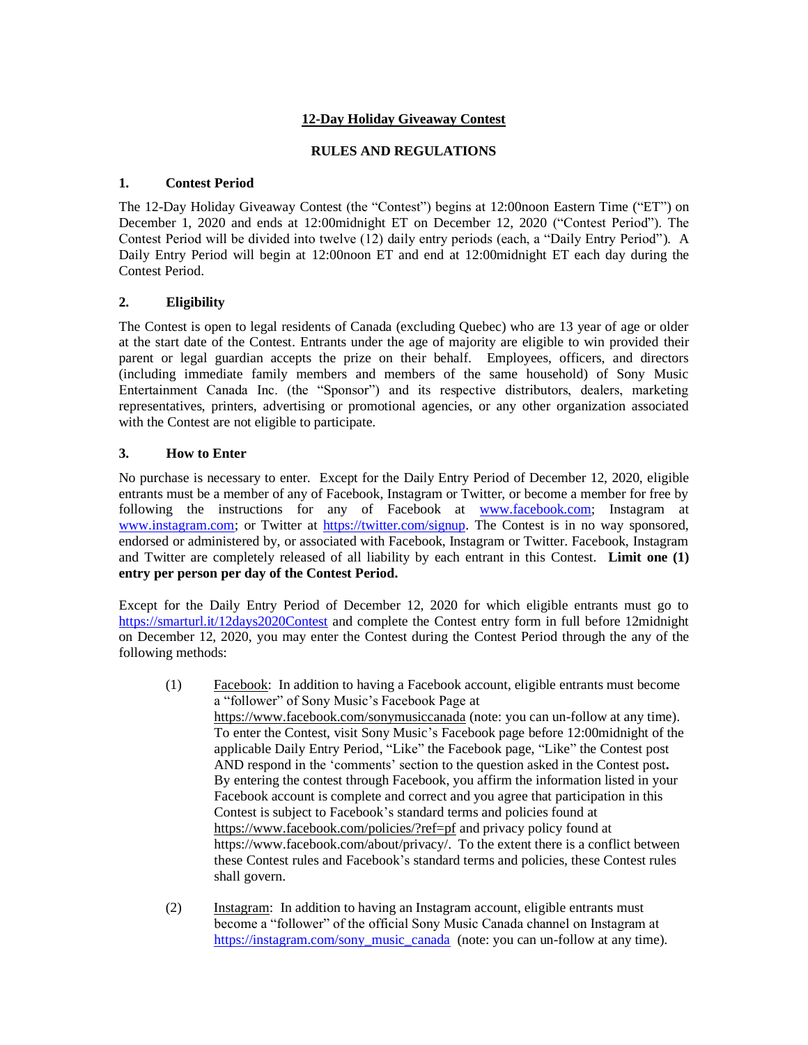# 12-Day Holiday Giveaway Contest

## RULES AND REGULATIONS

### 1. Contest Period

The 12-Day Holiday Giveaway Contest (the "Contest") begins at 12:00noon Eastern Time ("ET") on December 1, 2020 and ends at 12:00midnight ET on December 12, 2020 ("Contest Period"). The Contest Period will be divided into twelve (12) daily entry periods (each, a "Daily Entry Period"). A Daily Entry Period will begin at 12:00noon ET and end at 12:00midnight ET each day during the Contest Period.

### 2. Eligibility

The Contest is open to legal residents of Canada (excluding Quebec) who are 13 year of age or older at the start date of the Contest. Entrants under the age of majority are eligible to win provided their parent or legal guardian accepts the prize on their behalf. Employees, officers, and directors (including immediate family members and members of the same household) of Sony Music Entertainment Canada Inc. (the "Sponsor") and its respective distributors, dealers, marketing representatives, printers, advertising or promotional agencies, or any other organization associated with the Contest are not eligible to participate.

### 3. How to Enter

No purchase is necessary to enter. Except for the Daily Entry Period of December 12, 2020, eligible entrants must be a member of any of Facebook, Instagram or Twitter, or become a member for free by following the instructions for any of Facebook at www.facebook.com; Instagram at www.instagram.com; or Twitter at https://twitter.com/signup. The Contest is in no way sponsored, endorsed or administered by, or associated with Facebook, Instagram or Twitter. Facebook, Instagram and Twitter are completely released of all liability by each entrant in this Contest. **Limit one (1) entry per person per day of the Contest Period.**

Except for the Daily Entry Period of December 12, 2020 for which eligible entrants must go to https://smarturl.it/12days2020Contest and complete the Contest entry form in full before 12midnight on December 12, 2020, you may enter the Contest during the Contest Period through the any of the following methods:

(1) Facebook: In addition to having a Facebook account, eligible entrants must become a "follower" of Sony Music's Facebook Page at https://www.facebook.com/sonymusiccanada (note: you can un-follow at any time). To enter the Contest, visit Sony Music's Facebook page before 12:00midnight of the applicable Daily Entry Period, "Like" the Facebook page, "Like" the Contest post AND respond in the 'comments' section to the question asked in the Contest post**.** By entering the contest through Facebook, you affirm the information listed in your Facebook account is complete and correct and you agree that participation in this Contest is subject to Facebook's standard terms and policies found at https://www.facebook.com/policies/?ref=pf and privacy policy found at https://www.facebook.com/about/privacy/. To the extent there is a conflict between these Contest rules and Facebook's standard terms and policies, these Contest rules shall govern.

(2) Instagram: In addition to having an Instagram account, eligible entrants must become a "follower" of the official Sony Music Canada channel on Instagram at https://instagram.com/sony_music_canada (note: you can un-follow at any time).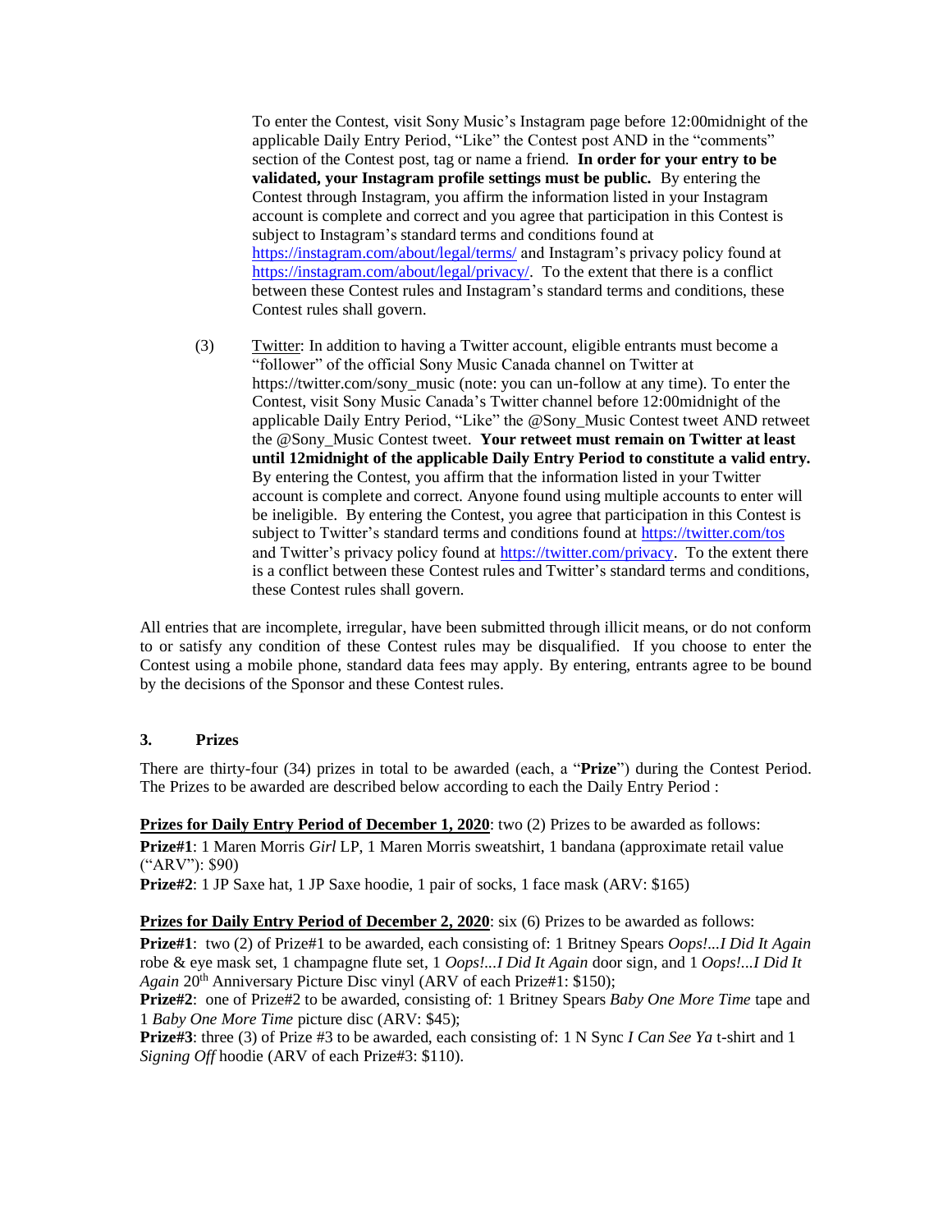To enter the Contest, visit Sony Music's Instagram page before 12:00midnight of the applicable Daily Entry Period, "Like" the Contest post AND in the "comments" section of the Contest post, tag or name a friend. **In order for your entry to be validated, your Instagram profile settings must be public.** By entering the Contest through Instagram, you affirm the information listed in your Instagram account is complete and correct and you agree that participation in this Contest is subject to Instagram's standard terms and conditions found at https://instagram.com/about/legal/terms/ and Instagram's privacy policy found at https://instagram.com/about/legal/privacy/. To the extent that there is a conflict between these Contest rules and Instagram's standard terms and conditions, these Contest rules shall govern.

(3) Twitter: In addition to having a Twitter account, eligible entrants must become a "follower" of the official Sony Music Canada channel on Twitter at https://twitter.com/sony_music (note: you can un-follow at any time). To enter the Contest, visit Sony Music Canada's Twitter channel before 12:00midnight of the applicable Daily Entry Period, "Like" the @Sony_Music Contest tweet AND retweet the @Sony_Music Contest tweet. **Your retweet must remain on Twitter at least until 12midnight of the applicable Daily Entry Period to constitute a valid entry.** By entering the Contest, you affirm that the information listed in your Twitter account is complete and correct. Anyone found using multiple accounts to enter will be ineligible. By entering the Contest, you agree that participation in this Contest is subject to Twitter's standard terms and conditions found at https://twitter.com/tos and Twitter's privacy policy found at https://twitter.com/privacy. To the extent there is a conflict between these Contest rules and Twitter's standard terms and conditions, these Contest rules shall govern.

All entries that are incomplete, irregular, have been submitted through illicit means, or do not conform to or satisfy any condition of these Contest rules may be disqualified. If you choose to enter the Contest using a mobile phone, standard data fees may apply. By entering, entrants agree to be bound by the decisions of the Sponsor and these Contest rules.

### 3. Prizes

There are thirty-four (34) prizes in total to be awarded (each, a "**Prize**") during the Contest Period. The Prizes to be awarded are described below according to each the Daily Entry Period :

**Prizes for Daily Entry Period of December 1, 2020**: two (2) Prizes to be awarded as follows:

**Prize#1**: 1 Maren Morris *Girl* LP, 1 Maren Morris sweatshirt, 1 bandana (approximate retail value ("ARV"): $90)

**Prize#2**: 1 JP Saxe hat, 1 JP Saxe hoodie, 1 pair of socks, 1 face mask (ARV: $165)

**Prizes for Daily Entry Period of December 2, 2020**: six (6) Prizes to be awarded as follows:

**Prize#1**: two (2) of Prize#1 to be awarded, each consisting of: 1 Britney Spears *Oops!...I Did It Again* robe & eye mask set, 1 champagne flute set, 1 *Oops!...I Did It Again* door sign, and 1 *Oops!...I Did It Again* 20th Anniversary Picture Disc vinyl (ARV of each Prize#1: $150);

**Prize#2**: one of Prize#2 to be awarded, consisting of: 1 Britney Spears *Baby One More Time* tape and 1 *Baby One More Time* picture disc (ARV: $45);

**Prize#3**: three (3) of Prize #3 to be awarded, each consisting of: 1 N Sync *I Can See Ya* t-shirt and 1 *Signing Off* hoodie (ARV of each Prize#3: $110).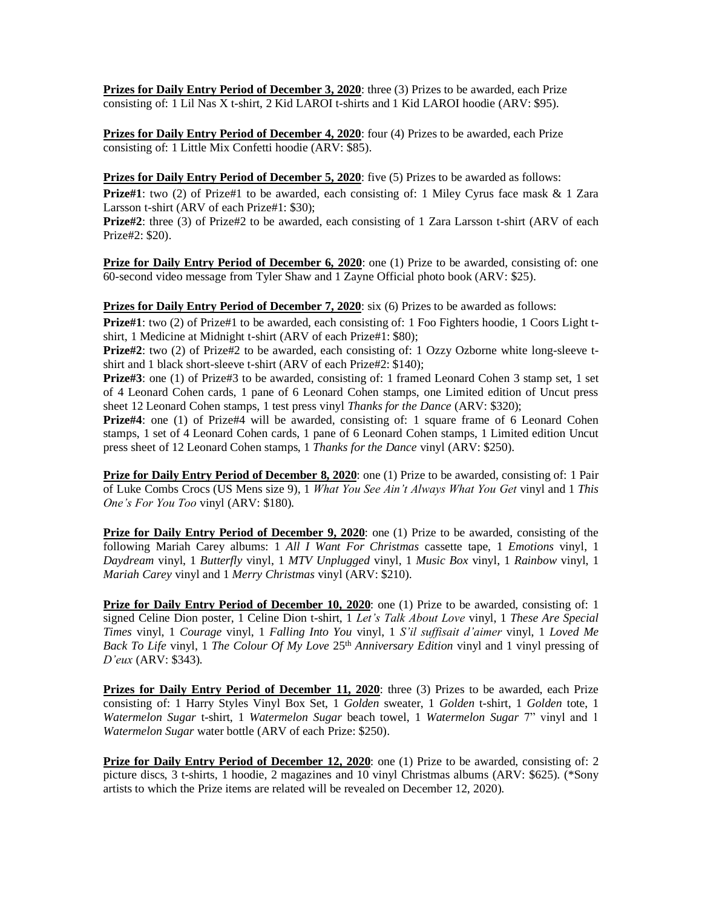**Prizes for Daily Entry Period of December 3, 2020**: three (3) Prizes to be awarded, each Prize consisting of: 1 Lil Nas X t-shirt, 2 Kid LAROI t-shirts and 1 Kid LAROI hoodie (ARV: $95).

**Prizes for Daily Entry Period of December 4, 2020**: four (4) Prizes to be awarded, each Prize consisting of: 1 Little Mix Confetti hoodie (ARV: $85).

**Prizes for Daily Entry Period of December 5, 2020**: five (5) Prizes to be awarded as follows:

**Prize#1**: two (2) of Prize#1 to be awarded, each consisting of: 1 Miley Cyrus face mask & 1 Zara Larsson t-shirt (ARV of each Prize#1: $30);

**Prize#2**: three (3) of Prize#2 to be awarded, each consisting of 1 Zara Larsson t-shirt (ARV of each Prize#2: $20).

**Prize for Daily Entry Period of December 6, 2020**: one (1) Prize to be awarded, consisting of: one 60-second video message from Tyler Shaw and 1 Zayne Official photo book (ARV: $25).

**Prizes for Daily Entry Period of December 7, 2020**: six (6) Prizes to be awarded as follows:

**Prize#1**: two (2) of Prize#1 to be awarded, each consisting of: 1 Foo Fighters hoodie, 1 Coors Light t-shirt, 1 Medicine at Midnight t-shirt (ARV of each Prize#1: $80);

**Prize#2**: two (2) of Prize#2 to be awarded, each consisting of: 1 Ozzy Ozborne white long-sleeve t-shirt and 1 black short-sleeve t-shirt (ARV of each Prize#2: $140);

**Prize#3**: one (1) of Prize#3 to be awarded, consisting of: 1 framed Leonard Cohen 3 stamp set, 1 set of 4 Leonard Cohen cards, 1 pane of 6 Leonard Cohen stamps, one Limited edition of Uncut press sheet 12 Leonard Cohen stamps, 1 test press vinyl *Thanks for the Dance* (ARV: $320);

**Prize#4**: one (1) of Prize#4 will be awarded, consisting of: 1 square frame of 6 Leonard Cohen stamps, 1 set of 4 Leonard Cohen cards, 1 pane of 6 Leonard Cohen stamps, 1 Limited edition Uncut press sheet of 12 Leonard Cohen stamps, 1 *Thanks for the Dance* vinyl (ARV: $250).

**Prize for Daily Entry Period of December 8, 2020**: one (1) Prize to be awarded, consisting of: 1 Pair of Luke Combs Crocs (US Mens size 9), 1 *What You See Ain't Always What You Get* vinyl and 1 *This One's For You Too* vinyl (ARV: $180).

**Prize for Daily Entry Period of December 9, 2020**: one (1) Prize to be awarded, consisting of the following Mariah Carey albums: 1 *All I Want For Christmas* cassette tape, 1 *Emotions* vinyl, 1 *Daydream* vinyl, 1 *Butterfly* vinyl, 1 *MTV Unplugged* vinyl, 1 *Music Box* vinyl, 1 *Rainbow* vinyl, 1 *Mariah Carey* vinyl and 1 *Merry Christmas* vinyl (ARV: $210).

**Prize for Daily Entry Period of December 10, 2020**: one (1) Prize to be awarded, consisting of: 1 signed Celine Dion poster, 1 Celine Dion t-shirt, 1 *Let's Talk About Love* vinyl, 1 *These Are Special Times* vinyl, 1 *Courage* vinyl, 1 *Falling Into You* vinyl, 1 *S'il suffisait d'aimer* vinyl, 1 *Loved Me Back To Life* vinyl, 1 *The Colour Of My Love* 25th *Anniversary Edition* vinyl and 1 vinyl pressing of *D'eux* (ARV: $343).

**Prizes for Daily Entry Period of December 11, 2020**: three (3) Prizes to be awarded, each Prize consisting of: 1 Harry Styles Vinyl Box Set, 1 *Golden* sweater, 1 *Golden* t-shirt, 1 *Golden* tote, 1 *Watermelon Sugar* t-shirt, 1 *Watermelon Sugar* beach towel, 1 *Watermelon Sugar* 7" vinyl and 1 *Watermelon Sugar* water bottle (ARV of each Prize: $250).

**Prize for Daily Entry Period of December 12, 2020**: one (1) Prize to be awarded, consisting of: 2 picture discs, 3 t-shirts, 1 hoodie, 2 magazines and 10 vinyl Christmas albums (ARV: $625). (*Sony artists to which the Prize items are related will be revealed on December 12, 2020).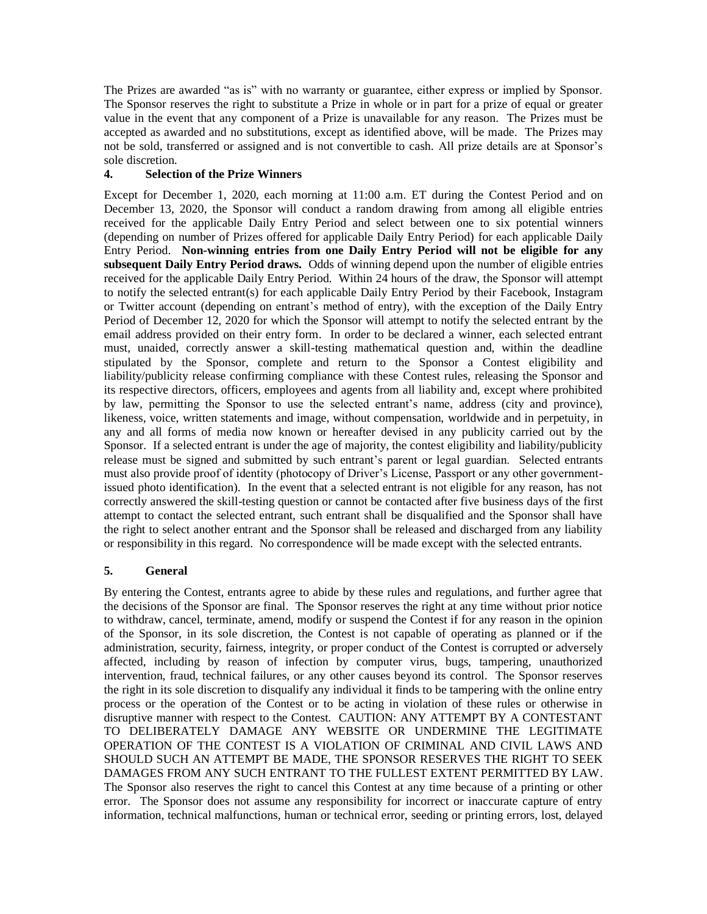The Prizes are awarded "as is" with no warranty or guarantee, either express or implied by Sponsor. The Sponsor reserves the right to substitute a Prize in whole or in part for a prize of equal or greater value in the event that any component of a Prize is unavailable for any reason. The Prizes must be accepted as awarded and no substitutions, except as identified above, will be made. The Prizes may not be sold, transferred or assigned and is not convertible to cash. All prize details are at Sponsor's sole discretion.

## 4. Selection of the Prize Winners

Except for December 1, 2020, each morning at 11:00 a.m. ET during the Contest Period and on December 13, 2020, the Sponsor will conduct a random drawing from among all eligible entries received for the applicable Daily Entry Period and select between one to six potential winners (depending on number of Prizes offered for applicable Daily Entry Period) for each applicable Daily Entry Period. **Non-winning entries from one Daily Entry Period will not be eligible for any subsequent Daily Entry Period draws.** Odds of winning depend upon the number of eligible entries received for the applicable Daily Entry Period. Within 24 hours of the draw, the Sponsor will attempt to notify the selected entrant(s) for each applicable Daily Entry Period by their Facebook, Instagram or Twitter account (depending on entrant's method of entry), with the exception of the Daily Entry Period of December 12, 2020 for which the Sponsor will attempt to notify the selected entrant by the email address provided on their entry form. In order to be declared a winner, each selected entrant must, unaided, correctly answer a skill-testing mathematical question and, within the deadline stipulated by the Sponsor, complete and return to the Sponsor a Contest eligibility and liability/publicity release confirming compliance with these Contest rules, releasing the Sponsor and its respective directors, officers, employees and agents from all liability and, except where prohibited by law, permitting the Sponsor to use the selected entrant's name, address (city and province), likeness, voice, written statements and image, without compensation, worldwide and in perpetuity, in any and all forms of media now known or hereafter devised in any publicity carried out by the Sponsor. If a selected entrant is under the age of majority, the contest eligibility and liability/publicity release must be signed and submitted by such entrant's parent or legal guardian. Selected entrants must also provide proof of identity (photocopy of Driver's License, Passport or any other government-issued photo identification). In the event that a selected entrant is not eligible for any reason, has not correctly answered the skill-testing question or cannot be contacted after five business days of the first attempt to contact the selected entrant, such entrant shall be disqualified and the Sponsor shall have the right to select another entrant and the Sponsor shall be released and discharged from any liability or responsibility in this regard. No correspondence will be made except with the selected entrants.

## 5. General

By entering the Contest, entrants agree to abide by these rules and regulations, and further agree that the decisions of the Sponsor are final. The Sponsor reserves the right at any time without prior notice to withdraw, cancel, terminate, amend, modify or suspend the Contest if for any reason in the opinion of the Sponsor, in its sole discretion, the Contest is not capable of operating as planned or if the administration, security, fairness, integrity, or proper conduct of the Contest is corrupted or adversely affected, including by reason of infection by computer virus, bugs, tampering, unauthorized intervention, fraud, technical failures, or any other causes beyond its control. The Sponsor reserves the right in its sole discretion to disqualify any individual it finds to be tampering with the online entry process or the operation of the Contest or to be acting in violation of these rules or otherwise in disruptive manner with respect to the Contest. CAUTION: ANY ATTEMPT BY A CONTESTANT TO DELIBERATELY DAMAGE ANY WEBSITE OR UNDERMINE THE LEGITIMATE OPERATION OF THE CONTEST IS A VIOLATION OF CRIMINAL AND CIVIL LAWS AND SHOULD SUCH AN ATTEMPT BE MADE, THE SPONSOR RESERVES THE RIGHT TO SEEK DAMAGES FROM ANY SUCH ENTRANT TO THE FULLEST EXTENT PERMITTED BY LAW. The Sponsor also reserves the right to cancel this Contest at any time because of a printing or other error. The Sponsor does not assume any responsibility for incorrect or inaccurate capture of entry information, technical malfunctions, human or technical error, seeding or printing errors, lost, delayed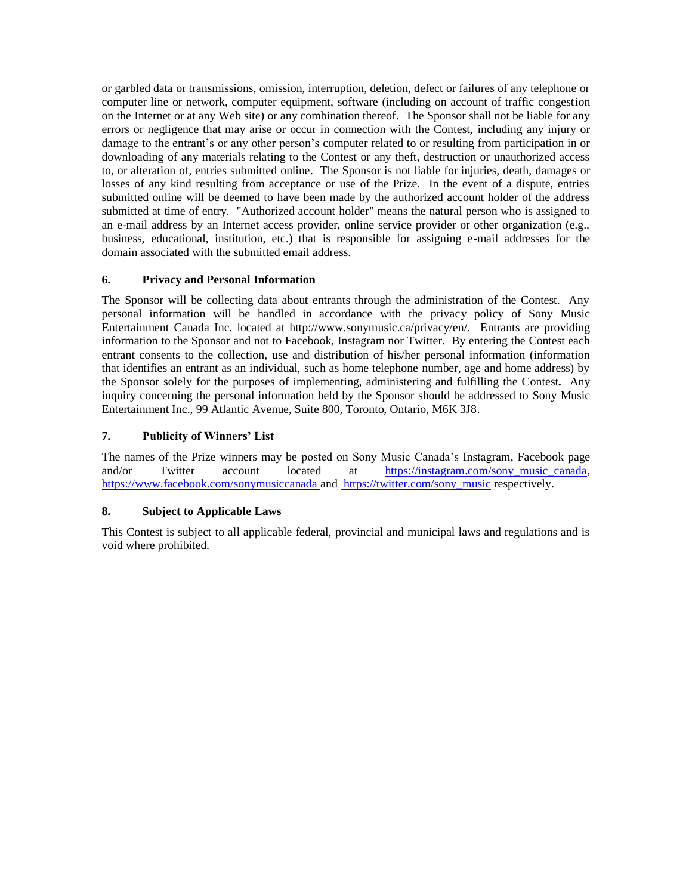or garbled data or transmissions, omission, interruption, deletion, defect or failures of any telephone or computer line or network, computer equipment, software (including on account of traffic congestion on the Internet or at any Web site) or any combination thereof. The Sponsor shall not be liable for any errors or negligence that may arise or occur in connection with the Contest, including any injury or damage to the entrant's or any other person's computer related to or resulting from participation in or downloading of any materials relating to the Contest or any theft, destruction or unauthorized access to, or alteration of, entries submitted online. The Sponsor is not liable for injuries, death, damages or losses of any kind resulting from acceptance or use of the Prize. In the event of a dispute, entries submitted online will be deemed to have been made by the authorized account holder of the address submitted at time of entry. "Authorized account holder" means the natural person who is assigned to an e-mail address by an Internet access provider, online service provider or other organization (e.g., business, educational, institution, etc.) that is responsible for assigning e-mail addresses for the domain associated with the submitted email address.

**6. Privacy and Personal Information**

The Sponsor will be collecting data about entrants through the administration of the Contest. Any personal information will be handled in accordance with the privacy policy of Sony Music Entertainment Canada Inc. located at http://www.sonymusic.ca/privacy/en/. Entrants are providing information to the Sponsor and not to Facebook, Instagram nor Twitter. By entering the Contest each entrant consents to the collection, use and distribution of his/her personal information (information that identifies an entrant as an individual, such as home telephone number, age and home address) by the Sponsor solely for the purposes of implementing, administering and fulfilling the Contest**.** Any inquiry concerning the personal information held by the Sponsor should be addressed to Sony Music Entertainment Inc., 99 Atlantic Avenue, Suite 800, Toronto, Ontario, M6K 3J8.

**7. Publicity of Winners' List**

The names of the Prize winners may be posted on Sony Music Canada's Instagram, Facebook page and/or Twitter account located at https://instagram.com/sony_music_canada, https://www.facebook.com/sonymusiccanada and https://twitter.com/sony_music respectively.

**8. Subject to Applicable Laws**

This Contest is subject to all applicable federal, provincial and municipal laws and regulations and is void where prohibited.